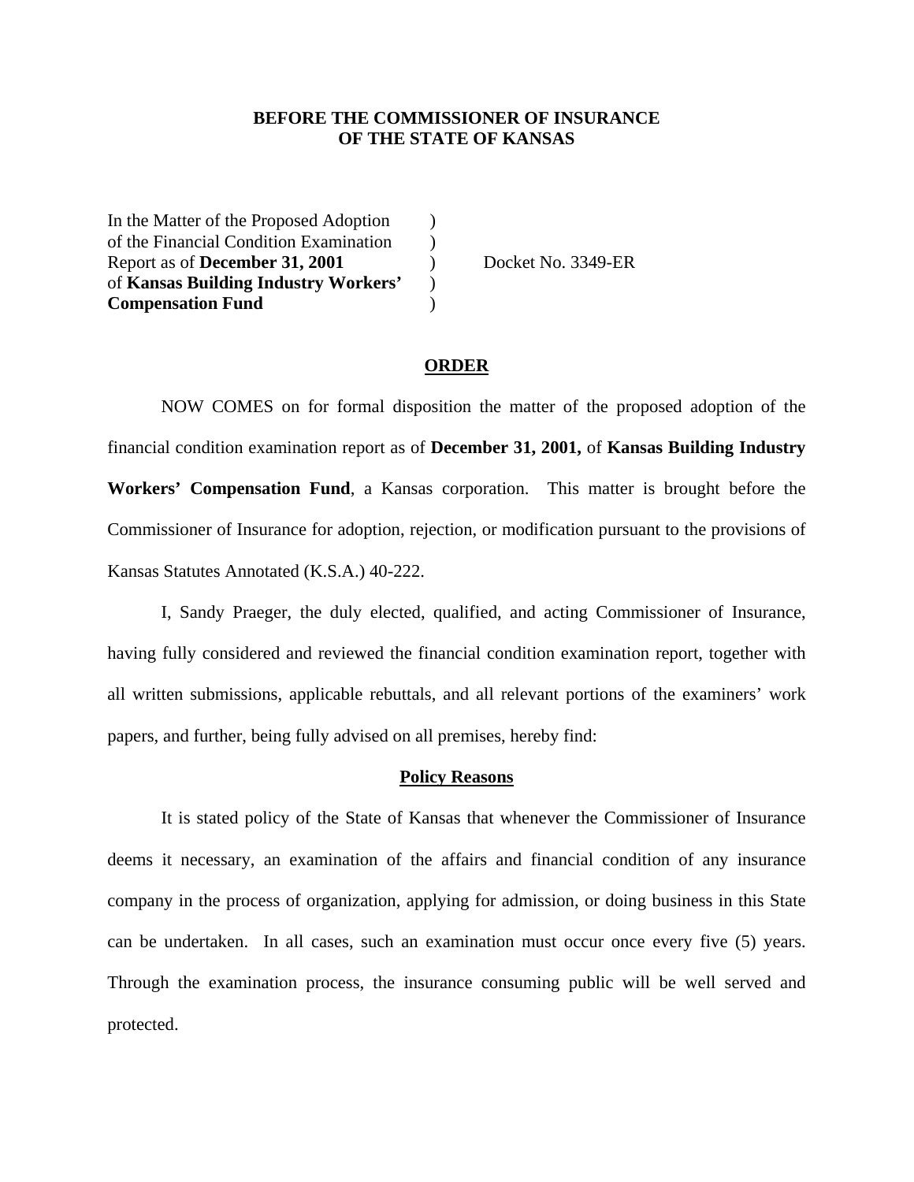**BEFORE THE COMMISSIONER OF INSURANCE**
**OF THE STATE OF KANSAS**

| | | |
|---|---|---|
| In the Matter of the Proposed Adoption | ) | |
| of the Financial Condition Examination | ) | |
| Report as of **December 31, 2001** | ) | Docket No. 3349-ER |
| of **Kansas Building Industry Workers'** | ) | |
| **Compensation Fund** | ) | |

## ORDER

NOW COMES on for formal disposition the matter of the proposed adoption of the financial condition examination report as of **December 31, 2001,** of **Kansas Building Industry Workers' Compensation Fund**, a Kansas corporation. This matter is brought before the Commissioner of Insurance for adoption, rejection, or modification pursuant to the provisions of Kansas Statutes Annotated (K.S.A.) 40-222.

I, Sandy Praeger, the duly elected, qualified, and acting Commissioner of Insurance, having fully considered and reviewed the financial condition examination report, together with all written submissions, applicable rebuttals, and all relevant portions of the examiners' work papers, and further, being fully advised on all premises, hereby find:

### Policy Reasons

It is stated policy of the State of Kansas that whenever the Commissioner of Insurance deems it necessary, an examination of the affairs and financial condition of any insurance company in the process of organization, applying for admission, or doing business in this State can be undertaken. In all cases, such an examination must occur once every five (5) years. Through the examination process, the insurance consuming public will be well served and protected.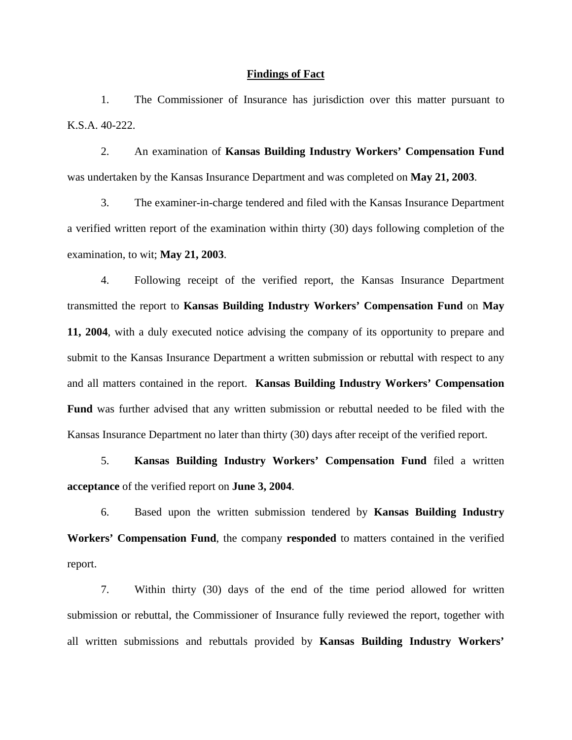**Findings of Fact**

1. The Commissioner of Insurance has jurisdiction over this matter pursuant to K.S.A. 40-222.

2. An examination of **Kansas Building Industry Workers' Compensation Fund** was undertaken by the Kansas Insurance Department and was completed on **May 21, 2003**.

3. The examiner-in-charge tendered and filed with the Kansas Insurance Department a verified written report of the examination within thirty (30) days following completion of the examination, to wit; **May 21, 2003**.

4. Following receipt of the verified report, the Kansas Insurance Department transmitted the report to **Kansas Building Industry Workers' Compensation Fund** on **May 11, 2004**, with a duly executed notice advising the company of its opportunity to prepare and submit to the Kansas Insurance Department a written submission or rebuttal with respect to any and all matters contained in the report. **Kansas Building Industry Workers' Compensation Fund** was further advised that any written submission or rebuttal needed to be filed with the Kansas Insurance Department no later than thirty (30) days after receipt of the verified report.

5. **Kansas Building Industry Workers' Compensation Fund** filed a written **acceptance** of the verified report on **June 3, 2004**.

6. Based upon the written submission tendered by **Kansas Building Industry Workers' Compensation Fund**, the company **responded** to matters contained in the verified report.

7. Within thirty (30) days of the end of the time period allowed for written submission or rebuttal, the Commissioner of Insurance fully reviewed the report, together with all written submissions and rebuttals provided by **Kansas Building Industry Workers'**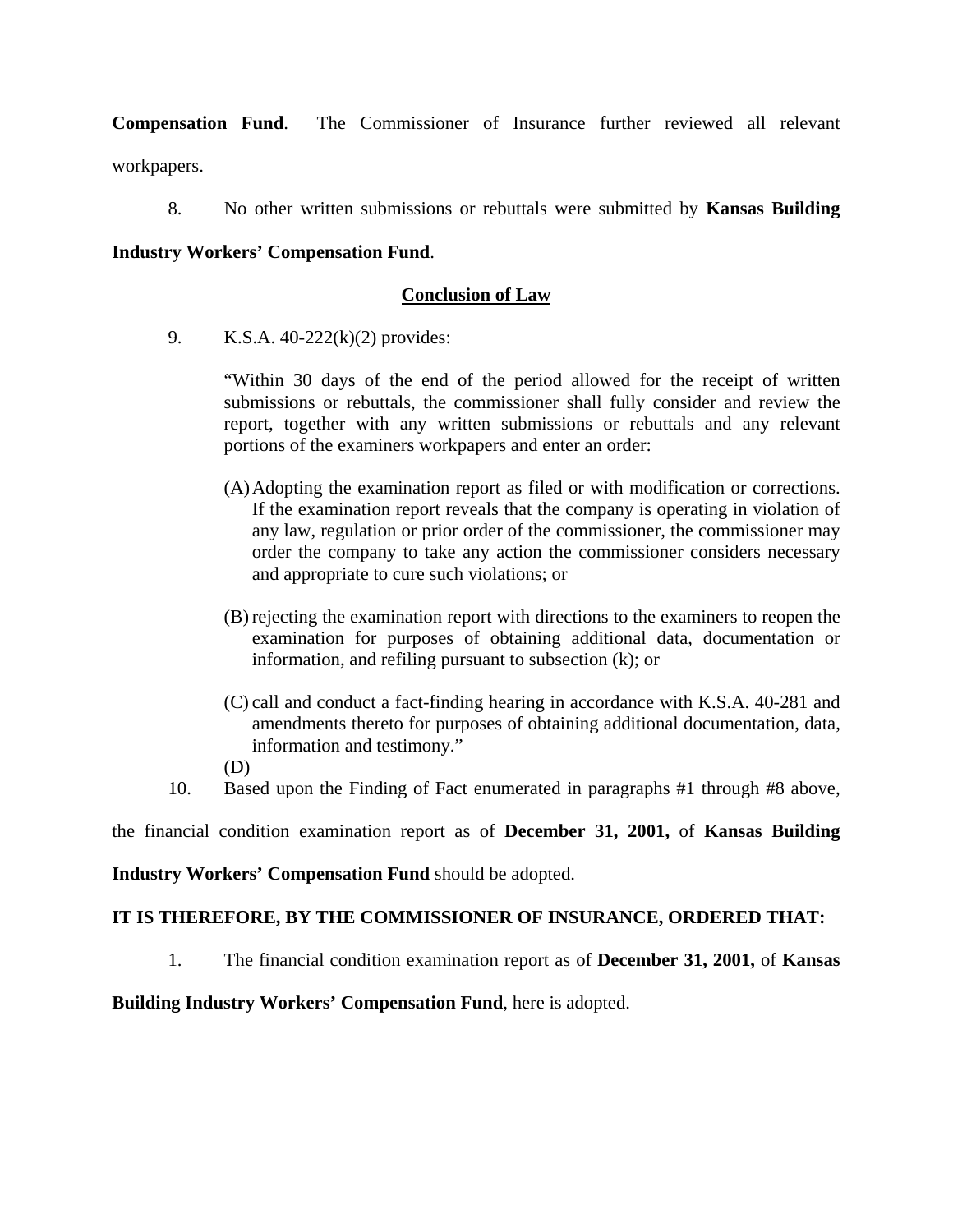**Compensation Fund**. The Commissioner of Insurance further reviewed all relevant workpapers.

8. No other written submissions or rebuttals were submitted by **Kansas Building Industry Workers' Compensation Fund**.

## Conclusion of Law

9. K.S.A. 40-222(k)(2) provides:

> "Within 30 days of the end of the period allowed for the receipt of written submissions or rebuttals, the commissioner shall fully consider and review the report, together with any written submissions or rebuttals and any relevant portions of the examiners workpapers and enter an order:
>
> (A) Adopting the examination report as filed or with modification or corrections. If the examination report reveals that the company is operating in violation of any law, regulation or prior order of the commissioner, the commissioner may order the company to take any action the commissioner considers necessary and appropriate to cure such violations; or
>
> (B) rejecting the examination report with directions to the examiners to reopen the examination for purposes of obtaining additional data, documentation or information, and refiling pursuant to subsection (k); or
>
> (C) call and conduct a fact-finding hearing in accordance with K.S.A. 40-281 and amendments thereto for purposes of obtaining additional documentation, data, information and testimony."
>
> (D)

10. Based upon the Finding of Fact enumerated in paragraphs #1 through #8 above, the financial condition examination report as of **December 31, 2001,** of **Kansas Building Industry Workers' Compensation Fund** should be adopted.

**IT IS THEREFORE, BY THE COMMISSIONER OF INSURANCE, ORDERED THAT:**

1. The financial condition examination report as of **December 31, 2001,** of **Kansas Building Industry Workers' Compensation Fund**, here is adopted.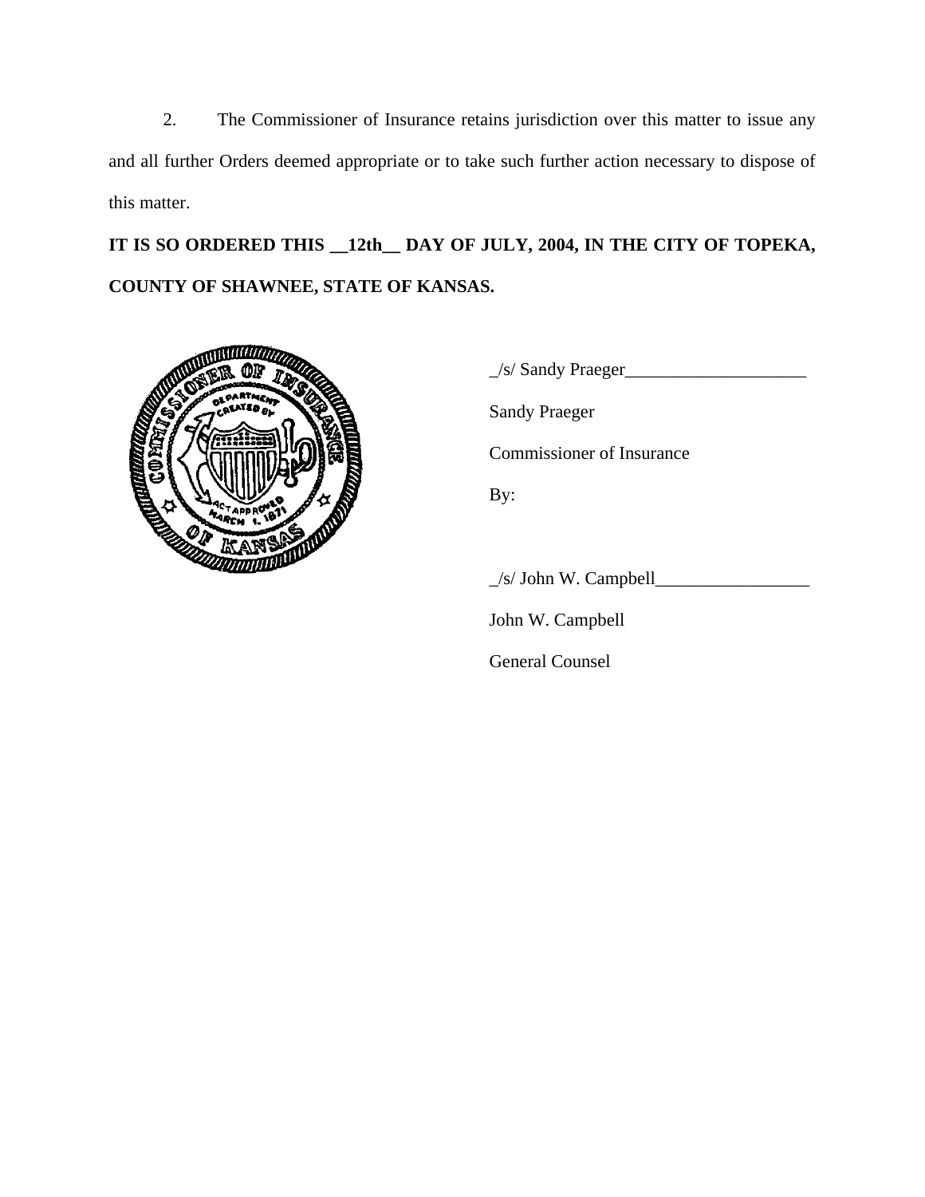2. The Commissioner of Insurance retains jurisdiction over this matter to issue any and all further Orders deemed appropriate or to take such further action necessary to dispose of this matter.

**IT IS SO ORDERED THIS __12th__ DAY OF JULY, 2004, IN THE CITY OF TOPEKA, COUNTY OF SHAWNEE, STATE OF KANSAS.**

_/s/ Sandy Praeger____________________

Sandy Praeger

Commissioner of Insurance

By:

_/s/ John W. Campbell_________________

John W. Campbell

General Counsel